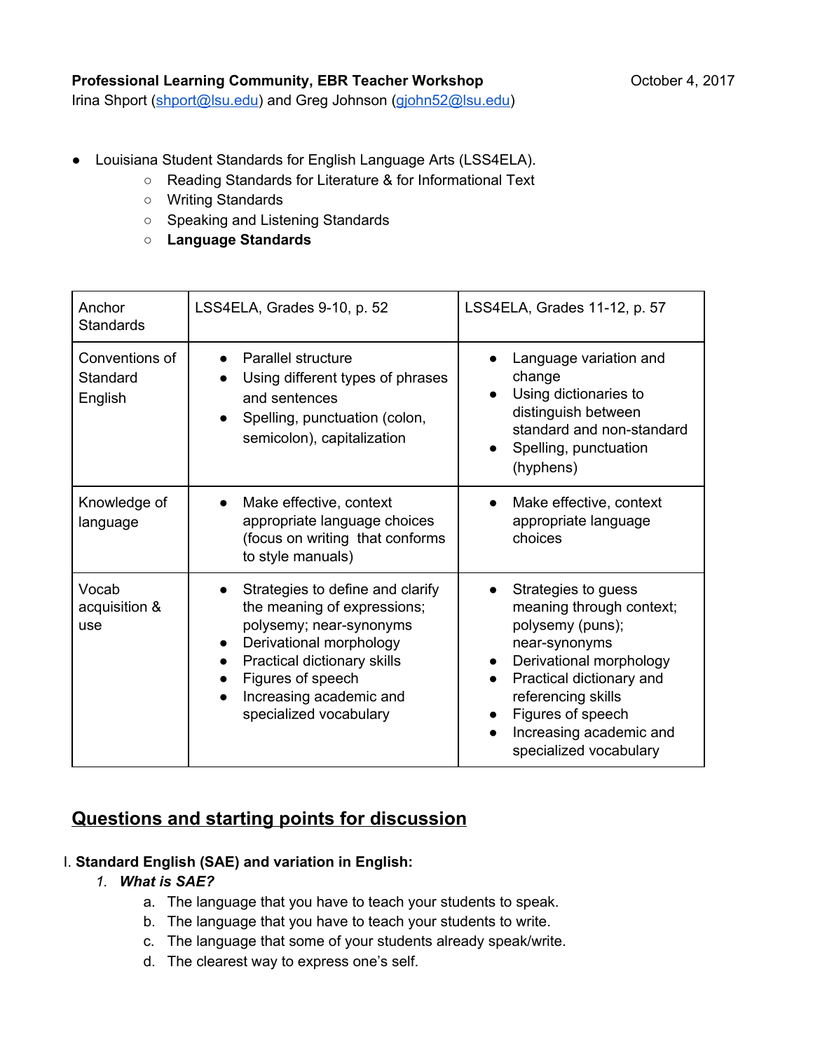**Professional Learning Community, EBR Teacher Workshop** October 4, 2017

Irina Shport (shport@lsu.edu) and Greg Johnson (gjohn52@lsu.edu)

- Louisiana Student Standards for English Language Arts (LSS4ELA).
  - Reading Standards for Literature & for Informational Text
  - Writing Standards
  - Speaking and Listening Standards
  - **Language Standards**

| Anchor Standards | LSS4ELA, Grades 9-10, p. 52 | LSS4ELA, Grades 11-12, p. 57 |
|---|---|---|
| Conventions of Standard English | • Parallel structure<br>• Using different types of phrases and sentences<br>• Spelling, punctuation (colon, semicolon), capitalization | • Language variation and change<br>• Using dictionaries to distinguish between standard and non-standard<br>• Spelling, punctuation (hyphens) |
| Knowledge of language | • Make effective, context appropriate language choices (focus on writing that conforms to style manuals) | • Make effective, context appropriate language choices |
| Vocab acquisition & use | • Strategies to define and clarify the meaning of expressions; polysemy; near-synonyms<br>• Derivational morphology<br>• Practical dictionary skills<br>• Figures of speech<br>• Increasing academic and specialized vocabulary | • Strategies to guess meaning through context; polysemy (puns); near-synonyms<br>• Derivational morphology<br>• Practical dictionary and referencing skills<br>• Figures of speech<br>• Increasing academic and specialized vocabulary |

## Questions and starting points for discussion

I. **Standard English (SAE) and variation in English:**

1. ***What is SAE?***
   a. The language that you have to teach your students to speak.
   b. The language that you have to teach your students to write.
   c. The language that some of your students already speak/write.
   d. The clearest way to express one's self.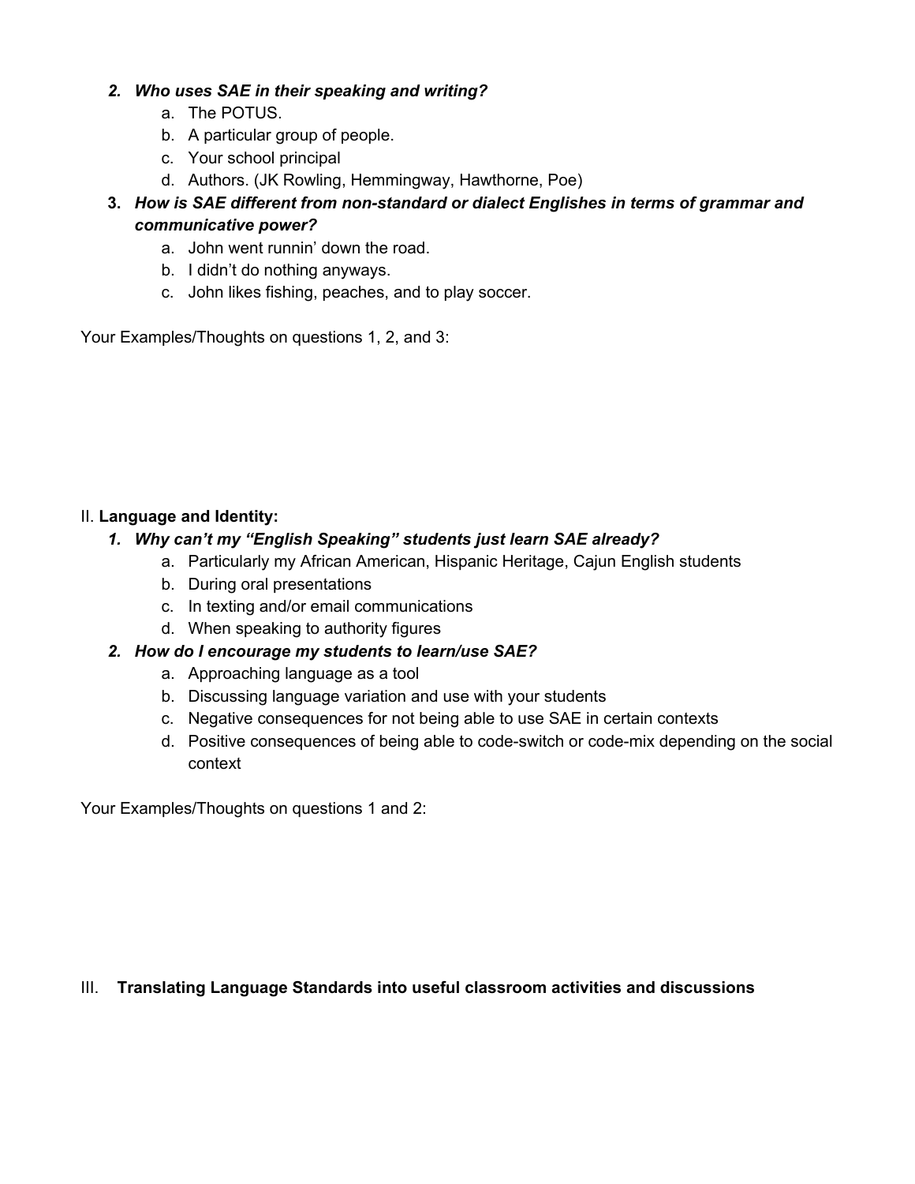2. ***Who uses SAE in their speaking and writing?***
    a. The POTUS.
    b. A particular group of people.
    c. Your school principal
    d. Authors. (JK Rowling, Hemmingway, Hawthorne, Poe)
3. ***How is SAE different from non-standard or dialect Englishes in terms of grammar and communicative power?***
    a. John went runnin' down the road.
    b. I didn't do nothing anyways.
    c. John likes fishing, peaches, and to play soccer.

Your Examples/Thoughts on questions 1, 2, and 3:

II. **Language and Identity:**

1. ***Why can't my "English Speaking" students just learn SAE already?***
    a. Particularly my African American, Hispanic Heritage, Cajun English students
    b. During oral presentations
    c. In texting and/or email communications
    d. When speaking to authority figures
2. ***How do I encourage my students to learn/use SAE?***
    a. Approaching language as a tool
    b. Discussing language variation and use with your students
    c. Negative consequences for not being able to use SAE in certain contexts
    d. Positive consequences of being able to code-switch or code-mix depending on the social context

Your Examples/Thoughts on questions 1 and 2:

III. **Translating Language Standards into useful classroom activities and discussions**